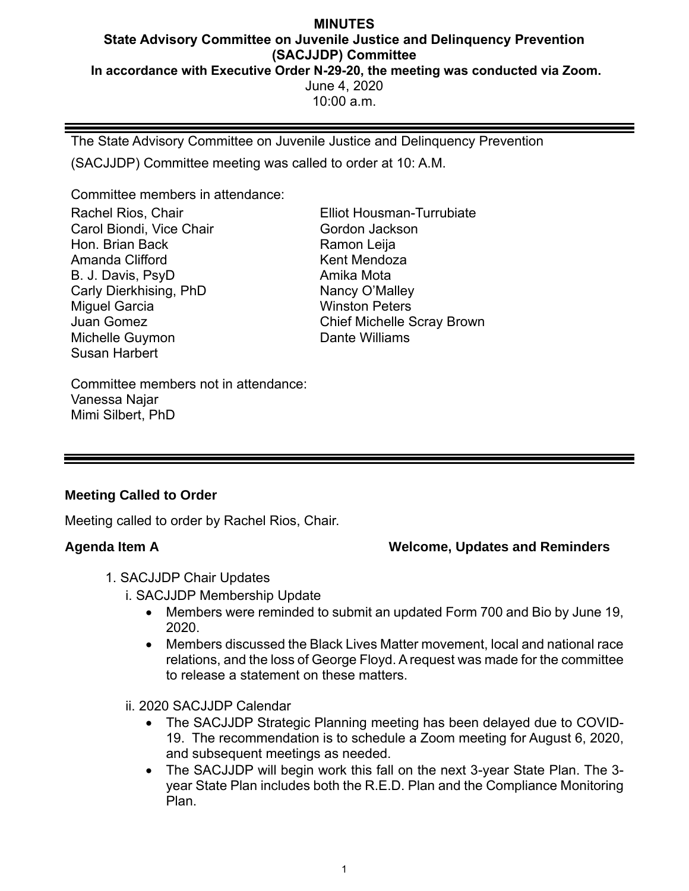**MINUTES**
**State Advisory Committee on Juvenile Justice and Delinquency Prevention (SACJJDP) Committee**
**In accordance with Executive Order N-29-20, the meeting was conducted via Zoom.**
June 4, 2020
10:00 a.m.

---

The State Advisory Committee on Juvenile Justice and Delinquency Prevention (SACJJDP) Committee meeting was called to order at 10: A.M.

Committee members in attendance:

Rachel Rios, Chair
Carol Biondi, Vice Chair
Hon. Brian Back
Amanda Clifford
B. J. Davis, PsyD
Carly Dierkhising, PhD
Miguel Garcia
Juan Gomez
Michelle Guymon
Susan Harbert
Elliot Housman-Turrubiate
Gordon Jackson
Ramon Leija
Kent Mendoza
Amika Mota
Nancy O'Malley
Winston Peters
Chief Michelle Scray Brown
Dante Williams

Committee members not in attendance:
Vanessa Najar
Mimi Silbert, PhD

---

**Meeting Called to Order**

Meeting called to order by Rachel Rios, Chair.

**Agenda Item A** **Welcome, Updates and Reminders**

1. SACJJDP Chair Updates
   i. SACJJDP Membership Update
      - Members were reminded to submit an updated Form 700 and Bio by June 19, 2020.
      - Members discussed the Black Lives Matter movement, local and national race relations, and the loss of George Floyd. A request was made for the committee to release a statement on these matters.

   ii. 2020 SACJJDP Calendar
      - The SACJJDP Strategic Planning meeting has been delayed due to COVID-19. The recommendation is to schedule a Zoom meeting for August 6, 2020, and subsequent meetings as needed.
      - The SACJJDP will begin work this fall on the next 3-year State Plan. The 3-year State Plan includes both the R.E.D. Plan and the Compliance Monitoring Plan.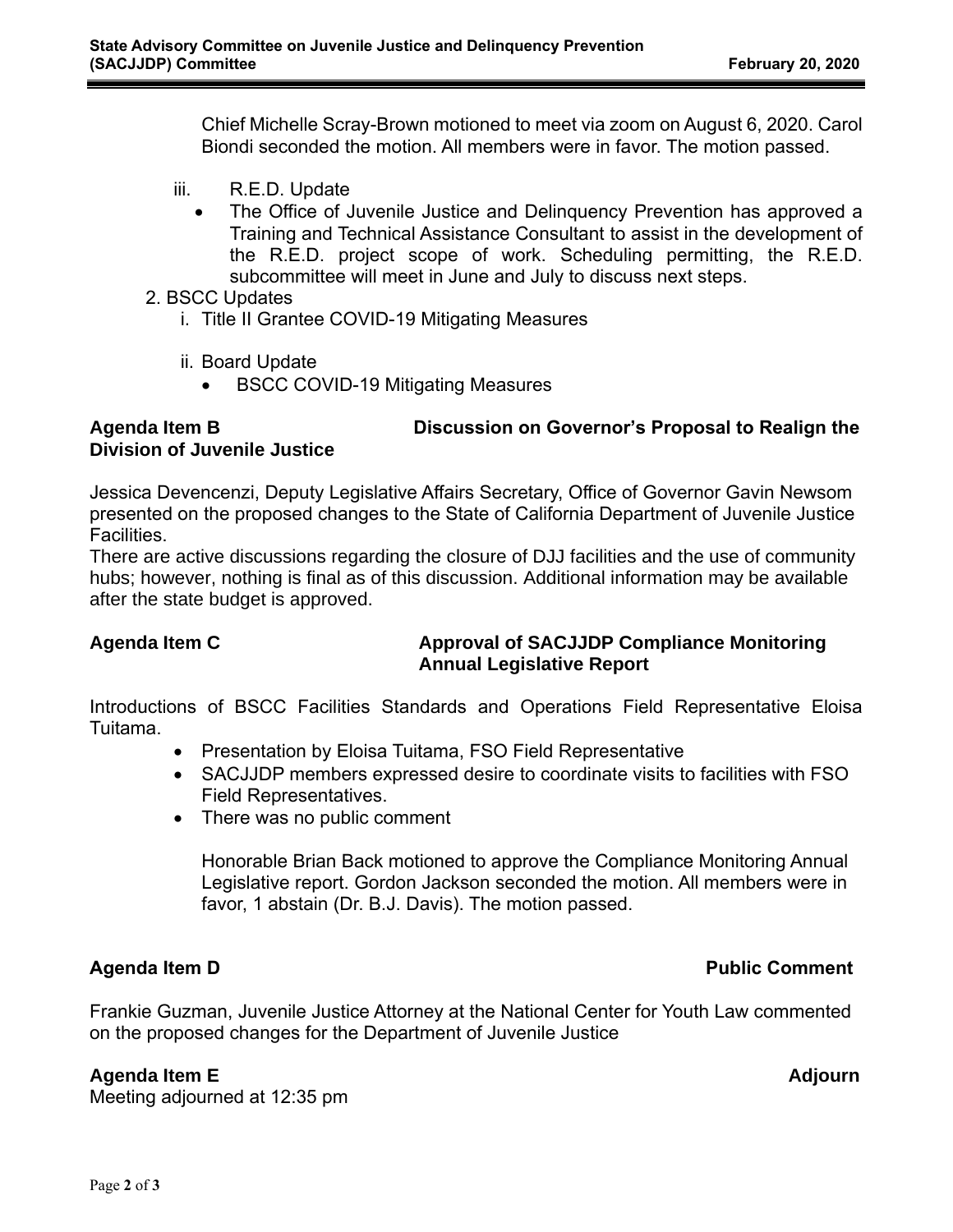Chief Michelle Scray-Brown motioned to meet via zoom on August 6, 2020. Carol Biondi seconded the motion. All members were in favor. The motion passed.

iii. R.E.D. Update
   - The Office of Juvenile Justice and Delinquency Prevention has approved a Training and Technical Assistance Consultant to assist in the development of the R.E.D. project scope of work. Scheduling permitting, the R.E.D. subcommittee will meet in June and July to discuss next steps.

2. BSCC Updates
   i. Title II Grantee COVID-19 Mitigating Measures

   ii. Board Update
      - BSCC COVID-19 Mitigating Measures

**Agenda Item B Discussion on Governor's Proposal to Realign the Division of Juvenile Justice**

Jessica Devencenzi, Deputy Legislative Affairs Secretary, Office of Governor Gavin Newsom presented on the proposed changes to the State of California Department of Juvenile Justice Facilities.
There are active discussions regarding the closure of DJJ facilities and the use of community hubs; however, nothing is final as of this discussion. Additional information may be available after the state budget is approved.

**Agenda Item C Approval of SACJJDP Compliance Monitoring Annual Legislative Report**

Introductions of BSCC Facilities Standards and Operations Field Representative Eloisa Tuitama.

- Presentation by Eloisa Tuitama, FSO Field Representative
- SACJJDP members expressed desire to coordinate visits to facilities with FSO Field Representatives.
- There was no public comment

Honorable Brian Back motioned to approve the Compliance Monitoring Annual Legislative report. Gordon Jackson seconded the motion. All members were in favor, 1 abstain (Dr. B.J. Davis). The motion passed.

**Agenda Item D Public Comment**

Frankie Guzman, Juvenile Justice Attorney at the National Center for Youth Law commented on the proposed changes for the Department of Juvenile Justice

**Agenda Item E Adjourn**

Meeting adjourned at 12:35 pm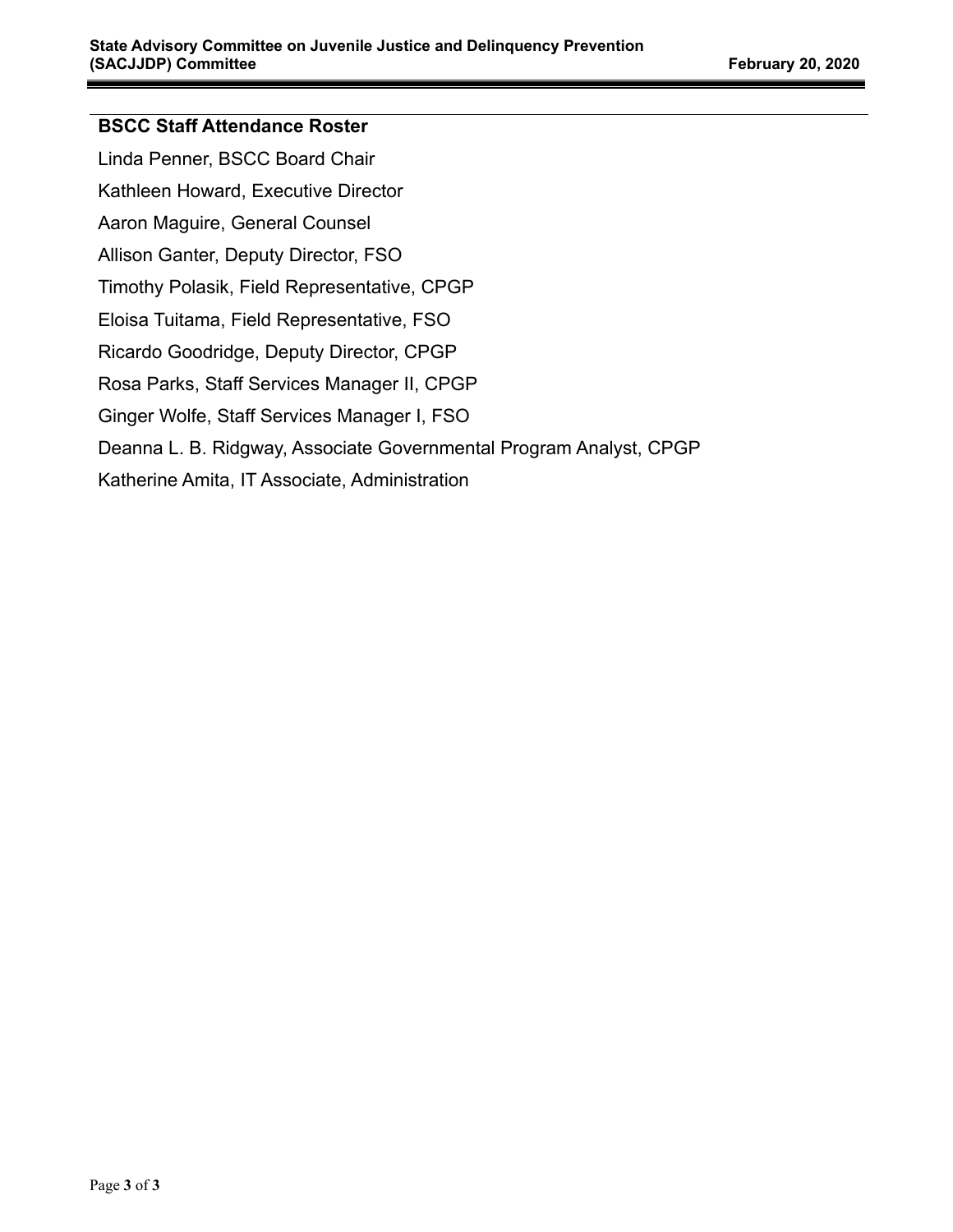**BSCC Staff Attendance Roster**

Linda Penner, BSCC Board Chair

Kathleen Howard, Executive Director

Aaron Maguire, General Counsel

Allison Ganter, Deputy Director, FSO

Timothy Polasik, Field Representative, CPGP

Eloisa Tuitama, Field Representative, FSO

Ricardo Goodridge, Deputy Director, CPGP

Rosa Parks, Staff Services Manager II, CPGP

Ginger Wolfe, Staff Services Manager I, FSO

Deanna L. B. Ridgway, Associate Governmental Program Analyst, CPGP

Katherine Amita, IT Associate, Administration